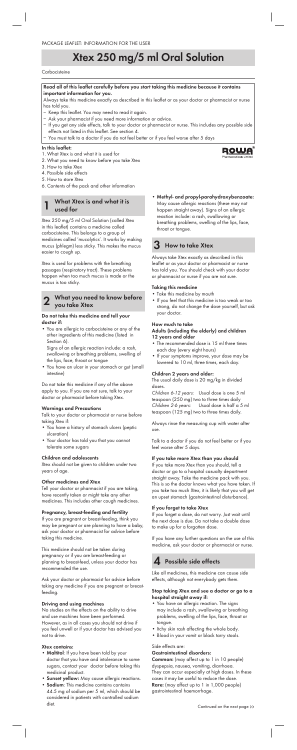PACKAGE LEAFLET: INFORMATION FOR THE USER

# Xtex 250 mg/5 ml Oral Solution

Carbocisteine

**Read all of this leaflet carefully before you start taking this medicine because it contains important information for you.**

Always take this medicine exactly as described in this leaflet or as your doctor or pharmacist or nurse has told you.

- Keep this leaflet. You may need to read it again.
- Ask your pharmacist if you need more information or advice.
- If you get any side effects, talk to your doctor or pharmacist or nurse. This includes any possible side effects not listed in this leaflet. See section 4.
- You must talk to a doctor if you do not feel better or if you feel worse after 5 days

**In this leaflet:**

1. What Xtex is and what it is used for
2. What you need to know before you take Xtex
3. How to take Xtex
4. Possible side effects
5. How to store Xtex
6. Contents of the pack and other information

ROWA Pharmaceuticals Limited

## 1 What Xtex is and what it is used for

Xtex 250 mg/5 ml Oral Solution (called Xtex in this leaflet) contains a medicine called carbocisteine. This belongs to a group of medicines called 'mucolytics'. It works by making mucus (phlegm) less sticky. This makes the mucus easier to cough up.

Xtex is used for problems with the breathing passages (respiratory tract). These problems happen when too much mucus is made or the mucus is too sticky.

## 2 What you need to know before you take Xtex

**Do not take this medicine and tell your doctor if:**

- You are allergic to carbocisteine or any of the other ingredients of this medicine (listed in Section 6).
  Signs of an allergic reaction include: a rash, swallowing or breathing problems, swelling of the lips, face, throat or tongue
- You have an ulcer in your stomach or gut (small intestine)

Do not take this medicine if any of the above apply to you. If you are not sure, talk to your doctor or pharmacist before taking Xtex.

**Warnings and Precautions**

Talk to your doctor or pharmacist or nurse before taking Xtex if:

- You have a history of stomach ulcers (peptic ulceration)
- Your doctor has told you that you cannot tolerate some sugars

**Children and adolescents**

Xtex should not be given to children under two years of age.

**Other medicines and Xtex**

Tell your doctor or pharmacist if you are taking, have recently taken or might take any other medicines. This includes other cough medicines.

**Pregnancy, breast-feeding and fertility**

If you are pregnant or breast-feeding, think you may be pregnant or are planning to have a baby, ask your doctor or pharmacist for advice before taking this medicine.

This medicine should not be taken during pregnancy or if you are breast-feeding or planning to breast-feed, unless your doctor has recommended the use.

Ask your doctor or pharmacist for advice before taking any medicine if you are pregnant or breast-feeding.

**Driving and using machines**

No studies on the effects on the ability to drive and use machines have been performed. However, as in all cases you should not drive if you feel unwell or if your doctor has advised you not to drive.

**Xtex contains:**

- **Maltitol**: If you have been told by your doctor that you have and intolerance to some sugars, contact your doctor before taking this medicinal product.
- **Sunset yellow:** May cause allergic reactions.
- **Sodium**: This medicine contains contains 44.5 mg of sodium per 5 ml, which should be considered in patients with controlled sodium diet.
- **Methyl- and propyl-parahydroxybenzoate:** May cause allergic reactions (these may not happen straight away). Signs of an allergic reaction include: a rash, swallowing or breathing problems, swelling of the lips, face, throat or tongue.

## 3 How to take Xtex

Always take Xtex exactly as described in this leaflet or as your doctor or pharmacist or nurse has told you. You should check with your doctor or pharmacist or nurse if you are not sure.

**Taking this medicine**

- Take this medicine by mouth
- If you feel that this medicine is too weak or too strong, do not change the dose yourself, but ask your doctor.

**How much to take**

**Adults (including the elderly) and children 12 years and older**

- The recommended dose is 15 ml three times each day (every eight hours)
- If your symptoms improve, your dose may be lowered to 10 ml, three times, each day.

**Children 2 years and older:**

The usual daily dose is 20 mg/kg in divided doses.

*Children 6-12 years:* Usual dose is one 5 ml teaspoon (250 mg) two to three times daily
*Children 2-6 years:* Usual dose is half a 5 ml teaspoon (125 mg) two to three times daily.

Always rinse the measuring cup with water after use.

Talk to a doctor if you do not feel better or if you feel worse after 5 days.

**If you take more Xtex than you should**

If you take more Xtex than you should, tell a doctor or go to a hospital casualty department straight away. Take the medicine pack with you. This is so the doctor knows what you have taken. If you take too much Xtex, it is likely that you will get an upset stomach (gastrointestinal disturbance).

**If you forget to take Xtex**

If you forget a dose, do not worry. Just wait until the next dose is due. Do not take a double dose to make up for a forgotten dose.

If you have any further questions on the use of this medicine, ask your doctor or pharmacist or nurse.

## 4 Possible side effects

Like all medicines, this medicine can cause side effects, although not everybody gets them.

**Stop taking Xtex and see a doctor or go to a hospital straight away if:**

- You have an allergic reaction. The signs may include a rash, swallowing or breathing problems, swelling of the lips, face, throat or tongue.
- Itchy skin rash affecting the whole body.
- Blood in your vomit or black tarry stools.

Side effects are:

**Gastrointestinal disorders:**

**Common:** (may affect up to 1 in 10 people) dyspepsia, nausea, vomiting, diarrhoea. They can occur especially at high doses. In these cases it may be useful to reduce the dose.
**Rare:** (may affect up to 1 in 1,000 people) gastrointestinal haemorrhage.

Continued on the next page ››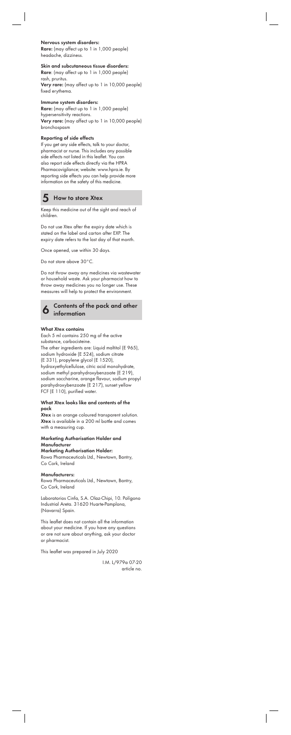**Nervous system disorders:**
**Rare:** (may affect up to 1 in 1,000 people) headache, dizziness.

**Skin and subcutaneous tissue disorders:**
**Rare**: (may affect up to 1 in 1,000 people) rash, pruritus.
**Very rare:** (may affect up to 1 in 10,000 people) fixed erythema.

**Immune system disorders:**
**Rare:** (may affect up to 1 in 1,000 people) hypersensitivity reactions.
**Very rare:** (may affect up to 1 in 10,000 people) bronchospasm

**Reporting of side effects**
If you get any side effects, talk to your doctor, pharmacist or nurse. This includes any possible side effects not listed in this leaflet. You can also report side effects directly via the HPRA Pharmacovigilance; website: www.hpra.ie. By reporting side effects you can help provide more information on the safety of this medicine.

## 5 How to store Xtex

Keep this medicine out of the sight and reach of children.

Do not use Xtex after the expiry date which is stated on the label and carton after EXP. The expiry date refers to the last day of that month.

Once opened, use within 30 days.

Do not store above 30°C.

Do not throw away any medicines via wastewater or household waste. Ask your pharmacist how to throw away medicines you no longer use. These measures will help to protect the environment.

## 6 Contents of the pack and other information

**What Xtex contains**
Each 5 ml contains 250 mg of the active substance, carbocisteine.
The other ingredients are: Liquid maltitol (E 965), sodium hydroxide (E 524), sodium citrate (E 331), propylene glycol (E 1520), hydroxyethylcellulose, citric acid monohydrate, sodium methyl parahydroxybenzoate (E 219), sodium saccharine, orange flavour, sodium propyl parahydroxybenzoate (E 217), sunset yellow FCF (E 110), purified water.

**What Xtex looks like and contents of the pack**
**Xtex** is an orange coloured transparent solution.
**Xtex** is available in a 200 ml bottle and comes with a measuring cup.

**Marketing Authorisation Holder and Manufacturer**
**Marketing Authorisation Holder:**
Rowa Pharmaceuticals Ltd., Newtown, Bantry, Co Cork, Ireland

**Manufacturers:**
Rowa Pharmaceuticals Ltd., Newtown, Bantry, Co Cork, Ireland

Laboratorios Cinfa, S.A. Olaz-Chipi, 10. Polígono Industrial Areta. 31620 Huarte-Pamplona, (Navarra) Spain.

This leaflet does not contain all the information about your medicine. If you have any questions or are not sure about anything, ask your doctor or pharmacist.

This leaflet was prepared in July 2020

I.M. L/979a 07-20
article no.